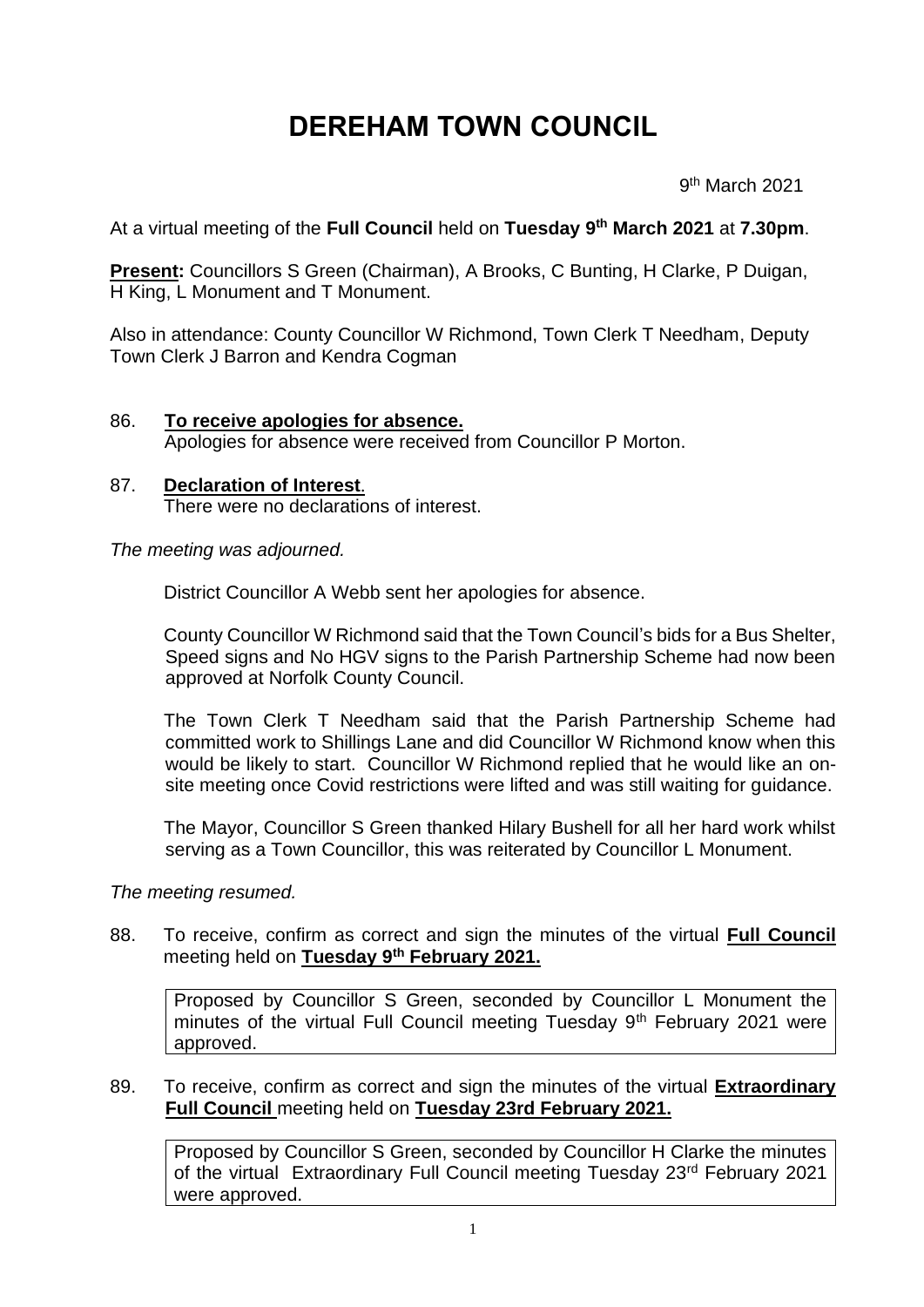# DEREHAM TOWN COUNCIL

9th March 2021

At a virtual meeting of the **Full Council** held on **Tuesday 9th March 2021** at **7.30pm**.

**Present:** Councillors S Green (Chairman), A Brooks, C Bunting, H Clarke, P Duigan, H King, L Monument and T Monument.

Also in attendance: County Councillor W Richmond, Town Clerk T Needham, Deputy Town Clerk J Barron and Kendra Cogman

86. **To receive apologies for absence.**
    Apologies for absence were received from Councillor P Morton.

87. **Declaration of Interest**.
    There were no declarations of interest.

*The meeting was adjourned.*

District Councillor A Webb sent her apologies for absence.

County Councillor W Richmond said that the Town Council's bids for a Bus Shelter, Speed signs and No HGV signs to the Parish Partnership Scheme had now been approved at Norfolk County Council.

The Town Clerk T Needham said that the Parish Partnership Scheme had committed work to Shillings Lane and did Councillor W Richmond know when this would be likely to start. Councillor W Richmond replied that he would like an on-site meeting once Covid restrictions were lifted and was still waiting for guidance.

The Mayor, Councillor S Green thanked Hilary Bushell for all her hard work whilst serving as a Town Councillor, this was reiterated by Councillor L Monument.

*The meeting resumed.*

88. To receive, confirm as correct and sign the minutes of the virtual **Full Council** meeting held on **Tuesday 9th February 2021.**

    Proposed by Councillor S Green, seconded by Councillor L Monument the minutes of the virtual Full Council meeting Tuesday 9th February 2021 were approved.

89. To receive, confirm as correct and sign the minutes of the virtual **Extraordinary Full Council** meeting held on **Tuesday 23rd February 2021.**

    Proposed by Councillor S Green, seconded by Councillor H Clarke the minutes of the virtual Extraordinary Full Council meeting Tuesday 23rd February 2021 were approved.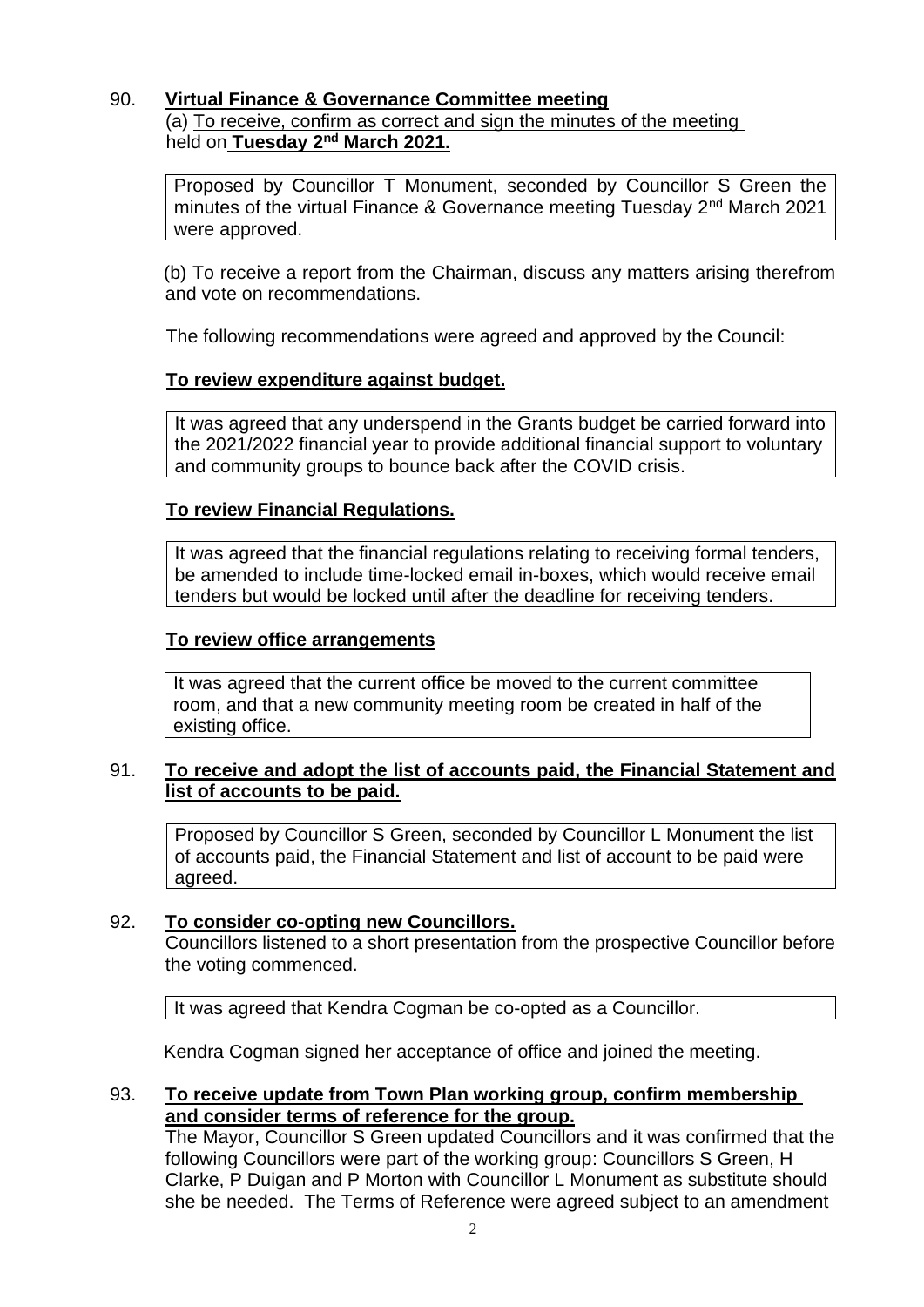90. **Virtual Finance & Governance Committee meeting**

(a) To receive, confirm as correct and sign the minutes of the meeting held on **Tuesday 2nd March 2021.**

> Proposed by Councillor T Monument, seconded by Councillor S Green the minutes of the virtual Finance & Governance meeting Tuesday 2nd March 2021 were approved.

(b) To receive a report from the Chairman, discuss any matters arising therefrom and vote on recommendations.

The following recommendations were agreed and approved by the Council:

**To review expenditure against budget.**

> It was agreed that any underspend in the Grants budget be carried forward into the 2021/2022 financial year to provide additional financial support to voluntary and community groups to bounce back after the COVID crisis.

**To review Financial Regulations.**

> It was agreed that the financial regulations relating to receiving formal tenders, be amended to include time-locked email in-boxes, which would receive email tenders but would be locked until after the deadline for receiving tenders.

**To review office arrangements**

> It was agreed that the current office be moved to the current committee room, and that a new community meeting room be created in half of the existing office.

91. **To receive and adopt the list of accounts paid, the Financial Statement and list of accounts to be paid.**

> Proposed by Councillor S Green, seconded by Councillor L Monument the list of accounts paid, the Financial Statement and list of account to be paid were agreed.

92. **To consider co-opting new Councillors.**

Councillors listened to a short presentation from the prospective Councillor before the voting commenced.

> It was agreed that Kendra Cogman be co-opted as a Councillor.

Kendra Cogman signed her acceptance of office and joined the meeting.

93. **To receive update from Town Plan working group, confirm membership and consider terms of reference for the group.**

The Mayor, Councillor S Green updated Councillors and it was confirmed that the following Councillors were part of the working group: Councillors S Green, H Clarke, P Duigan and P Morton with Councillor L Monument as substitute should she be needed. The Terms of Reference were agreed subject to an amendment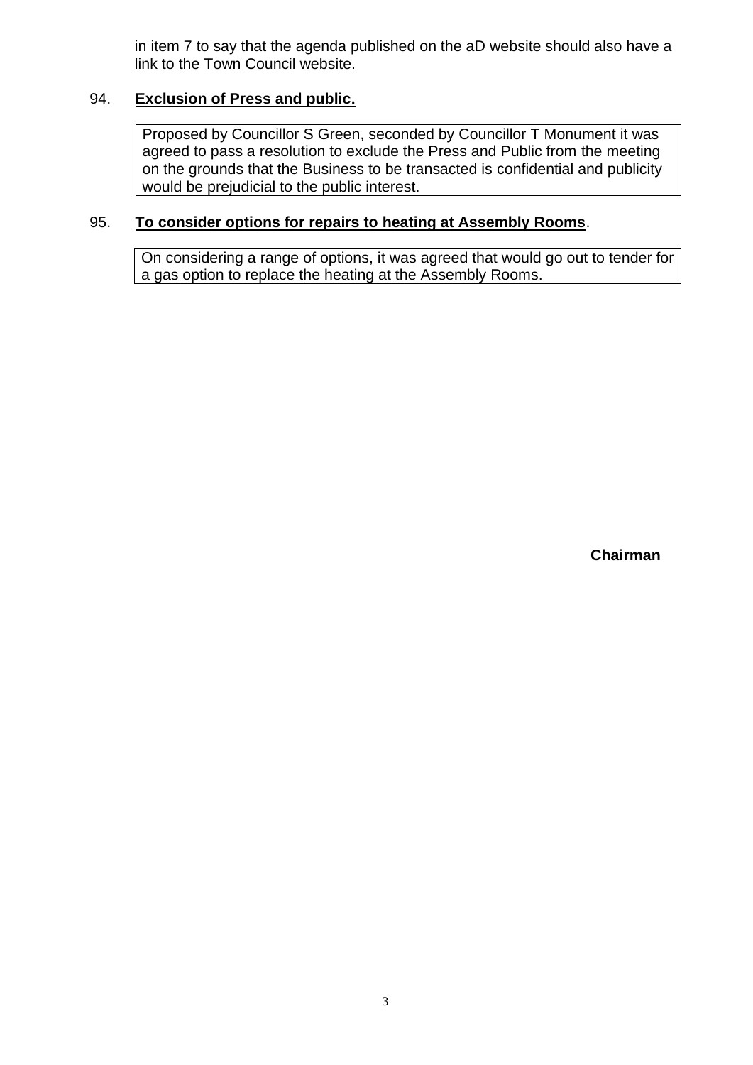in item 7 to say that the agenda published on the aD website should also have a link to the Town Council website.

## 94. **Exclusion of Press and public.**

Proposed by Councillor S Green, seconded by Councillor T Monument it was agreed to pass a resolution to exclude the Press and Public from the meeting on the grounds that the Business to be transacted is confidential and publicity would be prejudicial to the public interest.

## 95. **To consider options for repairs to heating at Assembly Rooms**.

On considering a range of options, it was agreed that would go out to tender for a gas option to replace the heating at the Assembly Rooms.

**Chairman**